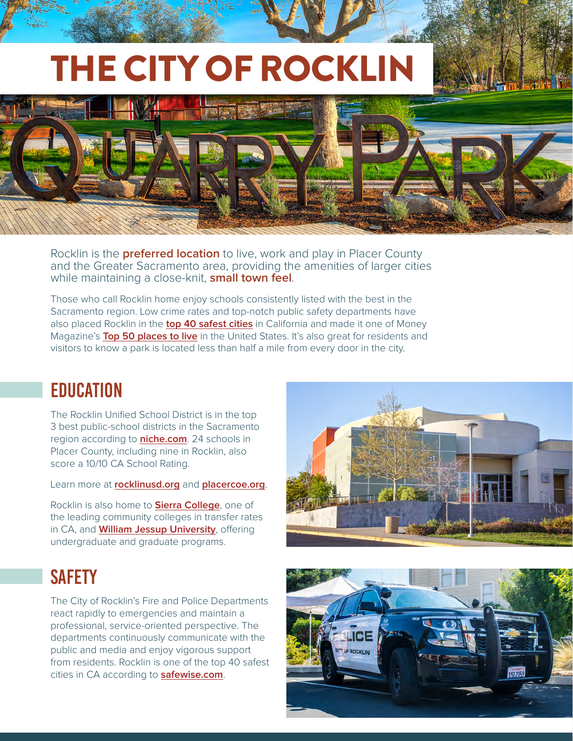# THE CITY OF ROCKLIN

Rocklin is the **preferred location** to live, work and play in Placer County and the Greater Sacramento area, providing the amenities of larger cities while maintaining a close-knit, **small town feel**.

Those who call Rocklin home enjoy schools consistently listed with the best in the Sacramento region. Low crime rates and top-notch public safety departments have also placed Rocklin in the **top 40 safest cities** in California and made it one of Money Magazine's **Top 50 places to live** in the United States. It's also great for residents and visitors to know a park is located less than half a mile from every door in the city.

## EDUCATION

The Rocklin Unified School District is in the top 3 best public-school districts in the Sacramento region according to **niche.com**. 24 schools in Placer County, including nine in Rocklin, also score a 10/10 CA School Rating.

Learn more at **rocklinusd.org** and **placercoe.org**.

Rocklin is also home to **Sierra College**, one of the leading community colleges in transfer rates in CA, and **William Jessup University**, offering undergraduate and graduate programs.

## SAFETY

The City of Rocklin's Fire and Police Departments react rapidly to emergencies and maintain a professional, service-oriented perspective. The departments continuously communicate with the public and media and enjoy vigorous support from residents. Rocklin is one of the top 40 safest cities in CA according to **safewise.com**.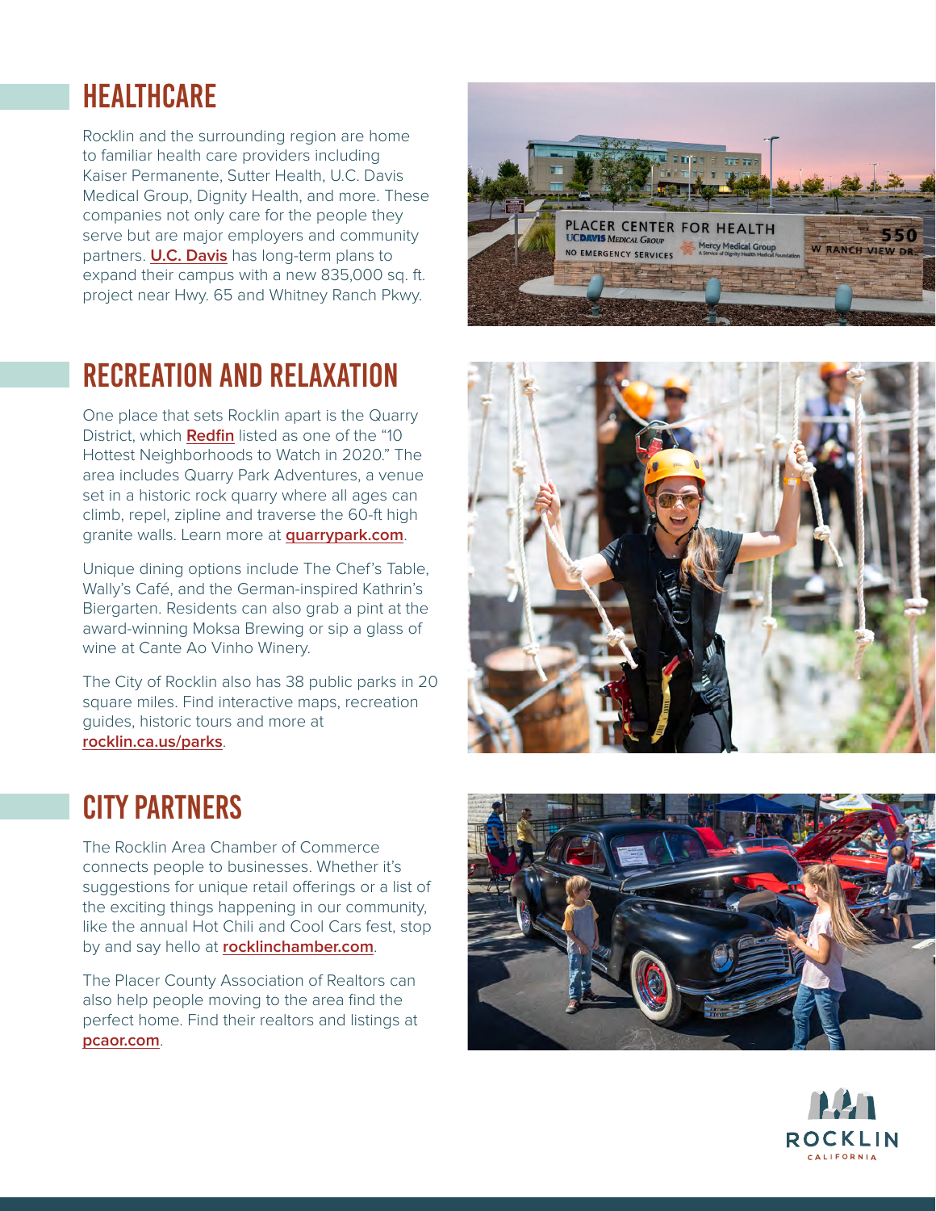## HEALTHCARE

Rocklin and the surrounding region are home to familiar health care providers including Kaiser Permanente, Sutter Health, U.C. Davis Medical Group, Dignity Health, and more. These companies not only care for the people they serve but are major employers and community partners. **U.C. Davis** has long-term plans to expand their campus with a new 835,000 sq. ft. project near Hwy. 65 and Whitney Ranch Pkwy.

## RECREATION AND RELAXATION

One place that sets Rocklin apart is the Quarry District, which **Redfin** listed as one of the "10 Hottest Neighborhoods to Watch in 2020." The area includes Quarry Park Adventures, a venue set in a historic rock quarry where all ages can climb, repel, zipline and traverse the 60-ft high granite walls. Learn more at **quarrypark.com**.

Unique dining options include The Chef's Table, Wally's Café, and the German-inspired Kathrin's Biergarten. Residents can also grab a pint at the award-winning Moksa Brewing or sip a glass of wine at Cante Ao Vinho Winery.

The City of Rocklin also has 38 public parks in 20 square miles. Find interactive maps, recreation guides, historic tours and more at **rocklin.ca.us/parks**.

## CITY PARTNERS

The Rocklin Area Chamber of Commerce connects people to businesses. Whether it's suggestions for unique retail offerings or a list of the exciting things happening in our community, like the annual Hot Chili and Cool Cars fest, stop by and say hello at **rocklinchamber.com**.

The Placer County Association of Realtors can also help people moving to the area find the perfect home. Find their realtors and listings at **pcaor.com**.